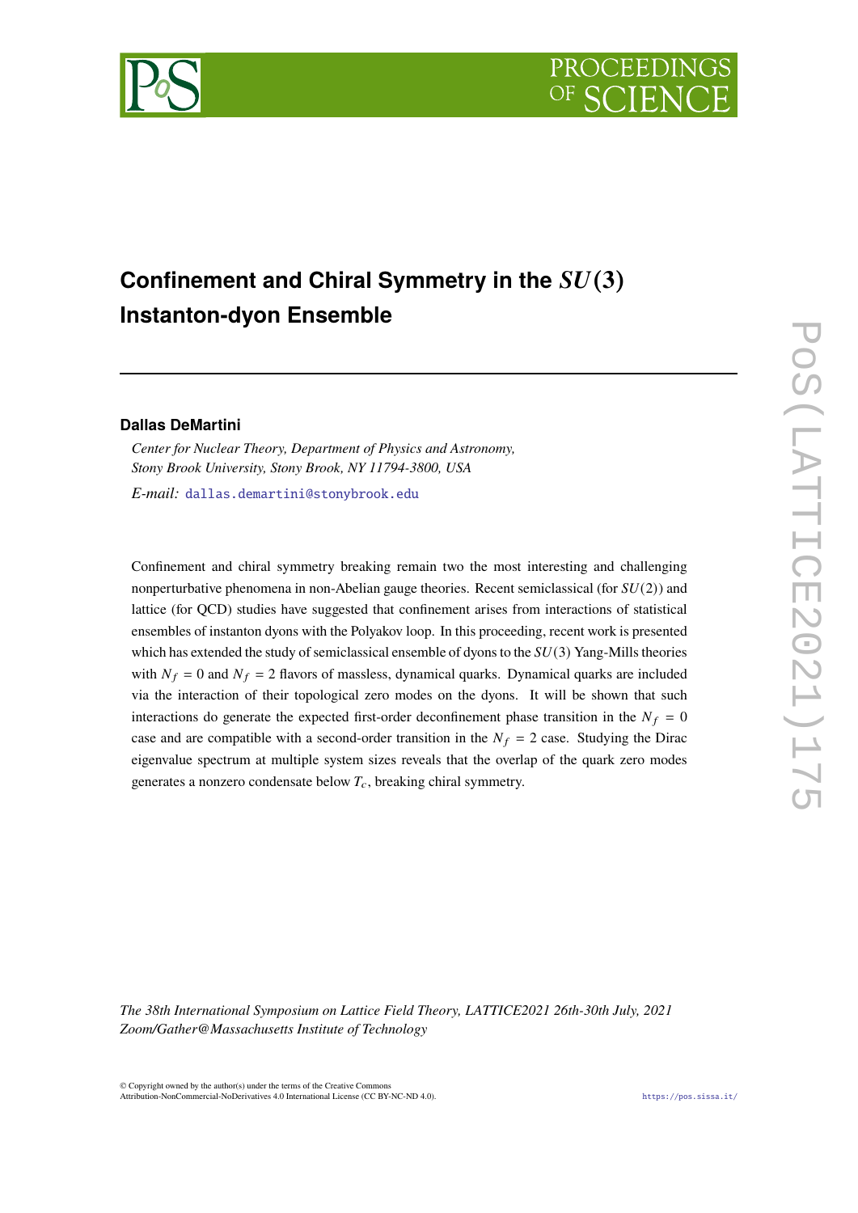# Confinement and Chiral Symmetry in the $SU(3)$ Instanton-dyon Ensemble

**Dallas DeMartini**

*Center for Nuclear Theory, Department of Physics and Astronomy, Stony Brook University, Stony Brook, NY 11794-3800, USA*

*E-mail:* dallas.demartini@stonybrook.edu

Confinement and chiral symmetry breaking remain two the most interesting and challenging nonperturbative phenomena in non-Abelian gauge theories. Recent semiclassical (for $SU(2)$) and lattice (for QCD) studies have suggested that confinement arises from interactions of statistical ensembles of instanton dyons with the Polyakov loop. In this proceeding, recent work is presented which has extended the study of semiclassical ensemble of dyons to the $SU(3)$ Yang-Mills theories with $N_f = 0$ and $N_f = 2$ flavors of massless, dynamical quarks. Dynamical quarks are included via the interaction of their topological zero modes on the dyons. It will be shown that such interactions do generate the expected first-order deconfinement phase transition in the $N_f = 0$ case and are compatible with a second-order transition in the $N_f = 2$ case. Studying the Dirac eigenvalue spectrum at multiple system sizes reveals that the overlap of the quark zero modes generates a nonzero condensate below $T_c$, breaking chiral symmetry.

*The 38th International Symposium on Lattice Field Theory, LATTICE2021 26th-30th July, 2021 Zoom/Gather@Massachusetts Institute of Technology*

© Copyright owned by the author(s) under the terms of the Creative Commons Attribution-NonCommercial-NoDerivatives 4.0 International License (CC BY-NC-ND 4.0).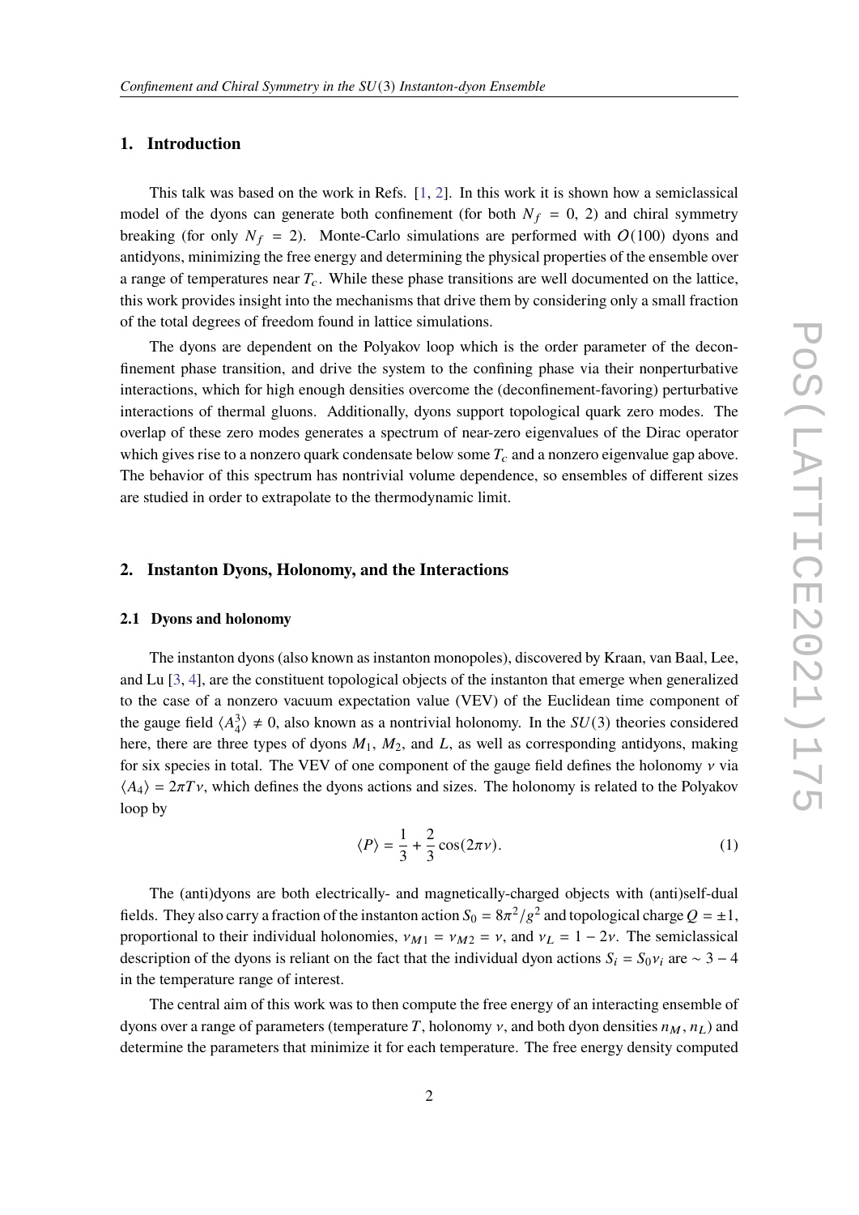## 1. Introduction

This talk was based on the work in Refs. [1, 2]. In this work it is shown how a semiclassical model of the dyons can generate both confinement (for both $N_f = 0, 2$) and chiral symmetry breaking (for only $N_f = 2$). Monte-Carlo simulations are performed with $O(100)$ dyons and antidyons, minimizing the free energy and determining the physical properties of the ensemble over a range of temperatures near $T_c$. While these phase transitions are well documented on the lattice, this work provides insight into the mechanisms that drive them by considering only a small fraction of the total degrees of freedom found in lattice simulations.

The dyons are dependent on the Polyakov loop which is the order parameter of the deconfinement phase transition, and drive the system to the confining phase via their nonperturbative interactions, which for high enough densities overcome the (deconfinement-favoring) perturbative interactions of thermal gluons. Additionally, dyons support topological quark zero modes. The overlap of these zero modes generates a spectrum of near-zero eigenvalues of the Dirac operator which gives rise to a nonzero quark condensate below some $T_c$ and a nonzero eigenvalue gap above. The behavior of this spectrum has nontrivial volume dependence, so ensembles of different sizes are studied in order to extrapolate to the thermodynamic limit.

## 2. Instanton Dyons, Holonomy, and the Interactions

### 2.1 Dyons and holonomy

The instanton dyons (also known as instanton monopoles), discovered by Kraan, van Baal, Lee, and Lu [3, 4], are the constituent topological objects of the instanton that emerge when generalized to the case of a nonzero vacuum expectation value (VEV) of the Euclidean time component of the gauge field $\langle A_4^3 \rangle \neq 0$, also known as a nontrivial holonomy. In the $SU(3)$ theories considered here, there are three types of dyons $M_1$, $M_2$, and $L$, as well as corresponding antidyons, making for six species in total. The VEV of one component of the gauge field defines the holonomy $\nu$ via $\langle A_4 \rangle = 2\pi T \nu$, which defines the dyons actions and sizes. The holonomy is related to the Polyakov loop by

$$\langle P \rangle = \frac{1}{3} + \frac{2}{3}\cos(2\pi\nu). \tag{1}$$

The (anti)dyons are both electrically- and magnetically-charged objects with (anti)self-dual fields. They also carry a fraction of the instanton action $S_0 = 8\pi^2/g^2$ and topological charge $Q = \pm 1$, proportional to their individual holonomies, $\nu_{M1} = \nu_{M2} = \nu$, and $\nu_L = 1 - 2\nu$. The semiclassical description of the dyons is reliant on the fact that the individual dyon actions $S_i = S_0 \nu_i$ are $\sim 3 - 4$ in the temperature range of interest.

The central aim of this work was to then compute the free energy of an interacting ensemble of dyons over a range of parameters (temperature $T$, holonomy $\nu$, and both dyon densities $n_M, n_L$) and determine the parameters that minimize it for each temperature. The free energy density computed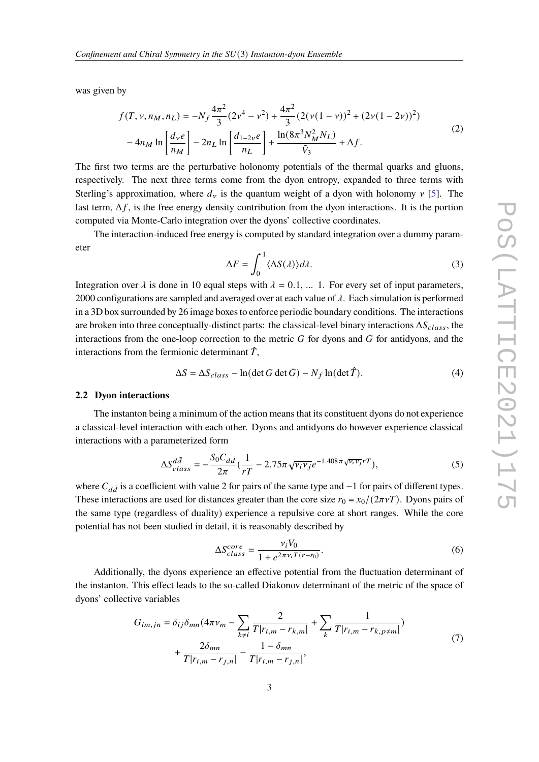was given by

$$
\begin{aligned}
f(T, \nu, n_M, n_L) = &-N_f \frac{4\pi^2}{3}(2\nu^4 - \nu^2) + \frac{4\pi^2}{3}(2(\nu(1-\nu))^2 + (2\nu(1-2\nu))^2) \\
&- 4n_M \ln\left[\frac{d_\nu e}{n_M}\right] - 2n_L \ln\left[\frac{d_{1-2\nu} e}{n_L}\right] + \frac{\ln(8\pi^3 N_M^2 N_L)}{\tilde{V}_3} + \Delta f.
\end{aligned}
\tag{2}
$$

The first two terms are the perturbative holonomy potentials of the thermal quarks and gluons, respectively. The next three terms come from the dyon entropy, expanded to three terms with Sterling's approximation, where $d_\nu$ is the quantum weight of a dyon with holonomy $\nu$ [5]. The last term, $\Delta f$, is the free energy density contribution from the dyon interactions. It is the portion computed via Monte-Carlo integration over the dyons' collective coordinates.

The interaction-induced free energy is computed by standard integration over a dummy parameter

$$
\Delta F = \int_0^1 \langle \Delta S(\lambda) \rangle d\lambda. \tag{3}
$$

Integration over $\lambda$ is done in 10 equal steps with $\lambda = 0.1, \ldots\ 1$. For every set of input parameters, 2000 configurations are sampled and averaged over at each value of $\lambda$. Each simulation is performed in a 3D box surrounded by 26 image boxes to enforce periodic boundary conditions. The interactions are broken into three conceptually-distinct parts: the classical-level binary interactions $\Delta S_{class}$, the interactions from the one-loop correction to the metric $G$ for dyons and $\bar{G}$ for antidyons, and the interactions from the fermionic determinant $\hat{T}$,

$$
\Delta S = \Delta S_{class} - \ln(\det G \det \bar{G}) - N_f \ln(\det \hat{T}). \tag{4}
$$

### 2.2 Dyon interactions

The instanton being a minimum of the action means that its constituent dyons do not experience a classical-level interaction with each other. Dyons and antidyons do however experience classical interactions with a parameterized form

$$
\Delta S_{class}^{d\bar{d}} = -\frac{S_0 C_{d\bar{d}}}{2\pi}\left(\frac{1}{rT} - 2.75\pi\sqrt{\nu_i \nu_j} e^{-1.408\pi\sqrt{\nu_i \nu_j} rT}\right), \tag{5}
$$

where $C_{d\bar{d}}$ is a coefficient with value 2 for pairs of the same type and $-1$ for pairs of different types. These interactions are used for distances greater than the core size $r_0 = x_0/(2\pi\nu T)$. Dyons pairs of the same type (regardless of duality) experience a repulsive core at short ranges. While the core potential has not been studied in detail, it is reasonably described by

$$
\Delta S_{class}^{core} = \frac{\nu_i V_0}{1 + e^{2\pi\nu_i T(r - r_0)}}. \tag{6}
$$

Additionally, the dyons experience an effective potential from the fluctuation determinant of the instanton. This effect leads to the so-called Diakonov determinant of the metric of the space of dyons' collective variables

$$
\begin{aligned}
G_{im,jn} = &\delta_{ij}\delta_{mn}\left(4\pi\nu_m - \sum_{k \neq i} \frac{2}{T|r_{i,m} - r_{k,m}|} + \sum_k \frac{1}{T|r_{i,m} - r_{k,p\neq m}|}\right) \\
&+ \frac{2\delta_{mn}}{T|r_{i,m} - r_{j,n}|} - \frac{1 - \delta_{mn}}{T|r_{i,m} - r_{j,n}|},
\end{aligned}
\tag{7}
$$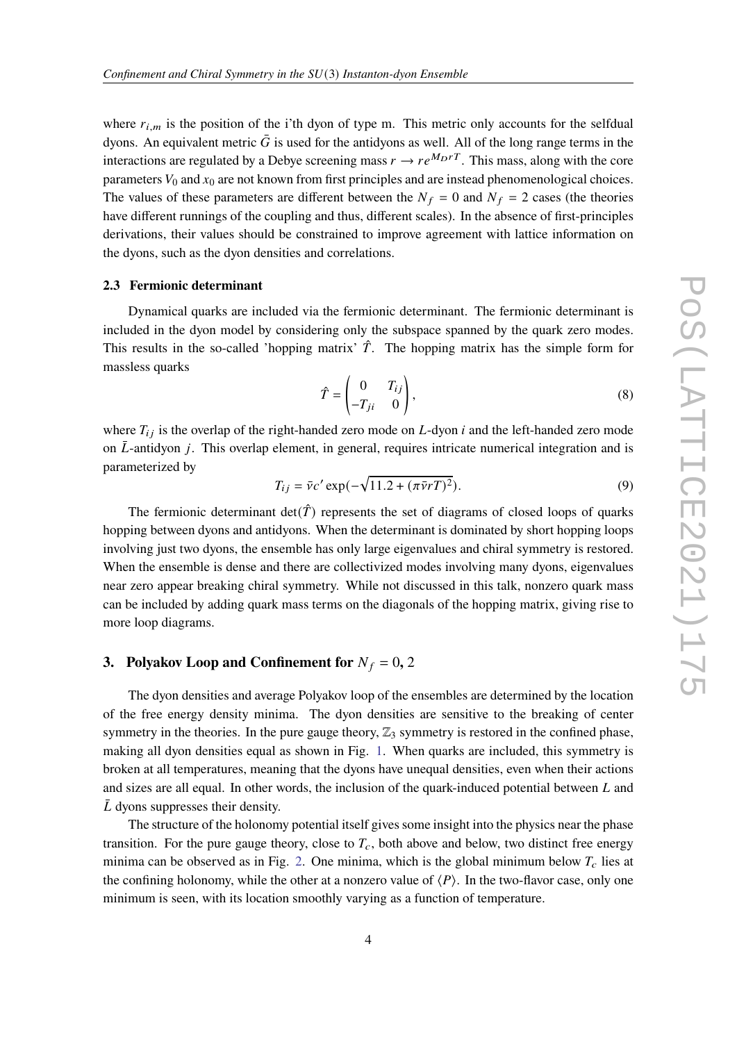where $r_{i,m}$ is the position of the i'th dyon of type m. This metric only accounts for the selfdual dyons. An equivalent metric $\bar{G}$ is used for the antidyons as well. All of the long range terms in the interactions are regulated by a Debye screening mass $r \to re^{M_D rT}$. This mass, along with the core parameters $V_0$ and $x_0$ are not known from first principles and are instead phenomenological choices. The values of these parameters are different between the $N_f = 0$ and $N_f = 2$ cases (the theories have different runnings of the coupling and thus, different scales). In the absence of first-principles derivations, their values should be constrained to improve agreement with lattice information on the dyons, such as the dyon densities and correlations.

### 2.3 Fermionic determinant

Dynamical quarks are included via the fermionic determinant. The fermionic determinant is included in the dyon model by considering only the subspace spanned by the quark zero modes. This results in the so-called 'hopping matrix' $\hat{T}$. The hopping matrix has the simple form for massless quarks

$$\hat{T} = \begin{pmatrix} 0 & T_{ij} \\ -T_{ji} & 0 \end{pmatrix}, \tag{8}$$

where $T_{ij}$ is the overlap of the right-handed zero mode on $L$-dyon $i$ and the left-handed zero mode on $\bar{L}$-antidyon $j$. This overlap element, in general, requires intricate numerical integration and is parameterized by

$$T_{ij} = \bar{v}c' \exp(-\sqrt{11.2 + (\pi \bar{v} r T)^2}). \tag{9}$$

The fermionic determinant $\det(\hat{T})$ represents the set of diagrams of closed loops of quarks hopping between dyons and antidyons. When the determinant is dominated by short hopping loops involving just two dyons, the ensemble has only large eigenvalues and chiral symmetry is restored. When the ensemble is dense and there are collectivized modes involving many dyons, eigenvalues near zero appear breaking chiral symmetry. While not discussed in this talk, nonzero quark mass can be included by adding quark mass terms on the diagonals of the hopping matrix, giving rise to more loop diagrams.

## 3. Polyakov Loop and Confinement for $N_f = 0, 2$

The dyon densities and average Polyakov loop of the ensembles are determined by the location of the free energy density minima. The dyon densities are sensitive to the breaking of center symmetry in the theories. In the pure gauge theory, $\mathbb{Z}_3$ symmetry is restored in the confined phase, making all dyon densities equal as shown in Fig. 1. When quarks are included, this symmetry is broken at all temperatures, meaning that the dyons have unequal densities, even when their actions and sizes are all equal. In other words, the inclusion of the quark-induced potential between $L$ and $\bar{L}$ dyons suppresses their density.

The structure of the holonomy potential itself gives some insight into the physics near the phase transition. For the pure gauge theory, close to $T_c$, both above and below, two distinct free energy minima can be observed as in Fig. 2. One minima, which is the global minimum below $T_c$ lies at the confining holonomy, while the other at a nonzero value of $\langle P \rangle$. In the two-flavor case, only one minimum is seen, with its location smoothly varying as a function of temperature.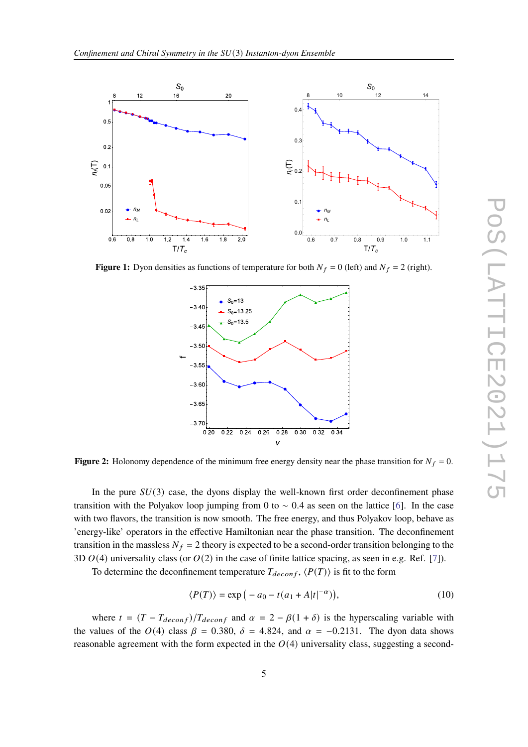**Figure 1:** Dyon densities as functions of temperature for both $N_f = 0$ (left) and $N_f = 2$ (right).

**Figure 2:** Holonomy dependence of the minimum free energy density near the phase transition for $N_f = 0$.

In the pure $SU(3)$ case, the dyons display the well-known first order deconfinement phase transition with the Polyakov loop jumping from 0 to $\sim 0.4$ as seen on the lattice [6]. In the case with two flavors, the transition is now smooth. The free energy, and thus Polyakov loop, behave as 'energy-like' operators in the effective Hamiltonian near the phase transition. The deconfinement transition in the massless $N_f = 2$ theory is expected to be a second-order transition belonging to the 3D $O(4)$ universality class (or $O(2)$ in the case of finite lattice spacing, as seen in e.g. Ref. [7]).

To determine the deconfinement temperature $T_{deconf}$, $\langle P(T) \rangle$ is fit to the form

$$\langle P(T) \rangle = \exp\left(-a_0 - t(a_1 + A|t|^{-\alpha})\right), \tag{10}$$

where $t = (T - T_{deconf})/T_{deconf}$ and $\alpha = 2 - \beta(1 + \delta)$ is the hyperscaling variable with the values of the $O(4)$ class $\beta = 0.380$, $\delta = 4.824$, and $\alpha = -0.2131$. The dyon data shows reasonable agreement with the form expected in the $O(4)$ universality class, suggesting a second-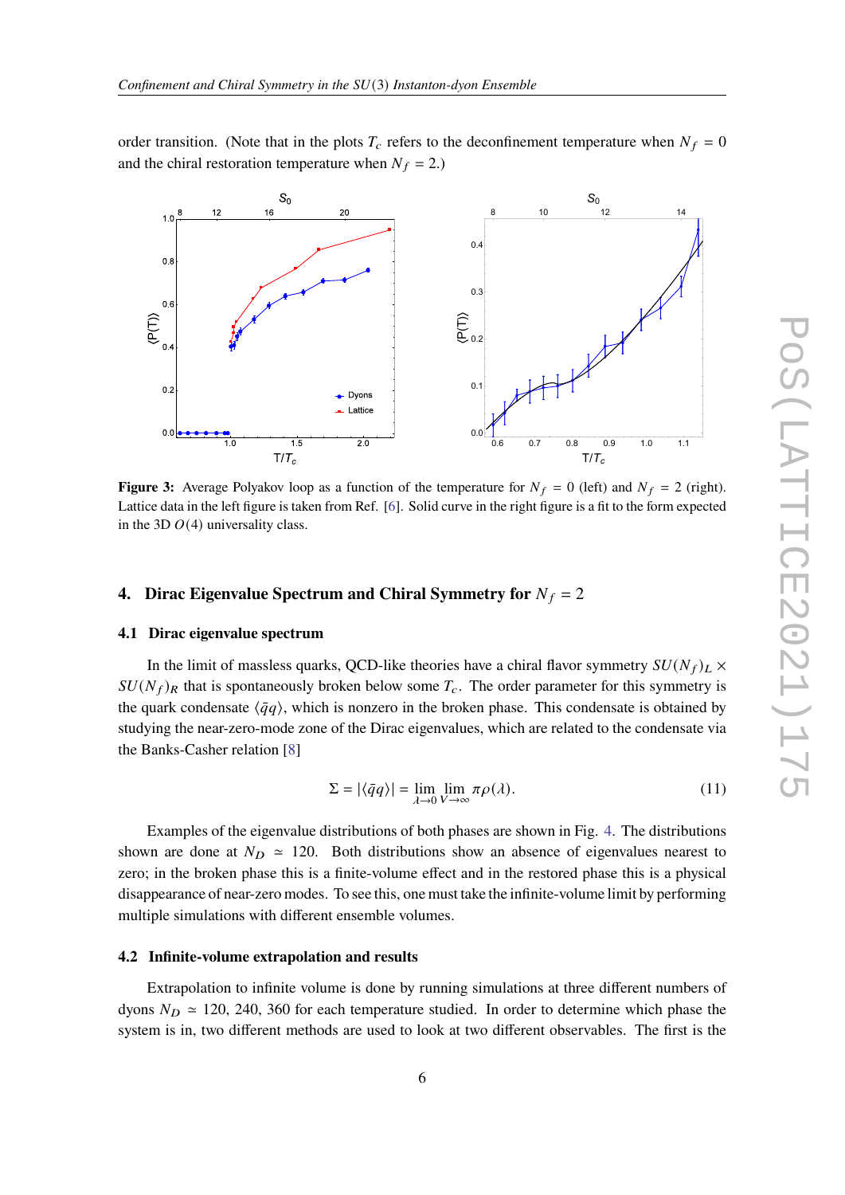order transition. (Note that in the plots $T_c$ refers to the deconfinement temperature when $N_f = 0$ and the chiral restoration temperature when $N_f = 2$.)

**Figure 3:** Average Polyakov loop as a function of the temperature for $N_f = 0$ (left) and $N_f = 2$ (right). Lattice data in the left figure is taken from Ref. [6]. Solid curve in the right figure is a fit to the form expected in the 3D $O(4)$ universality class.

## 4. Dirac Eigenvalue Spectrum and Chiral Symmetry for $N_f = 2$

### 4.1 Dirac eigenvalue spectrum

In the limit of massless quarks, QCD-like theories have a chiral flavor symmetry $SU(N_f)_L \times SU(N_f)_R$ that is spontaneously broken below some $T_c$. The order parameter for this symmetry is the quark condensate $\langle \bar{q}q \rangle$, which is nonzero in the broken phase. This condensate is obtained by studying the near-zero-mode zone of the Dirac eigenvalues, which are related to the condensate via the Banks-Casher relation [8]

$$\Sigma = |\langle \bar{q}q \rangle| = \lim_{\lambda \to 0} \lim_{V \to \infty} \pi \rho(\lambda). \tag{11}$$

Examples of the eigenvalue distributions of both phases are shown in Fig. 4. The distributions shown are done at $N_D \simeq 120$. Both distributions show an absence of eigenvalues nearest to zero; in the broken phase this is a finite-volume effect and in the restored phase this is a physical disappearance of near-zero modes. To see this, one must take the infinite-volume limit by performing multiple simulations with different ensemble volumes.

### 4.2 Infinite-volume extrapolation and results

Extrapolation to infinite volume is done by running simulations at three different numbers of dyons $N_D \simeq 120$, 240, 360 for each temperature studied. In order to determine which phase the system is in, two different methods are used to look at two different observables. The first is the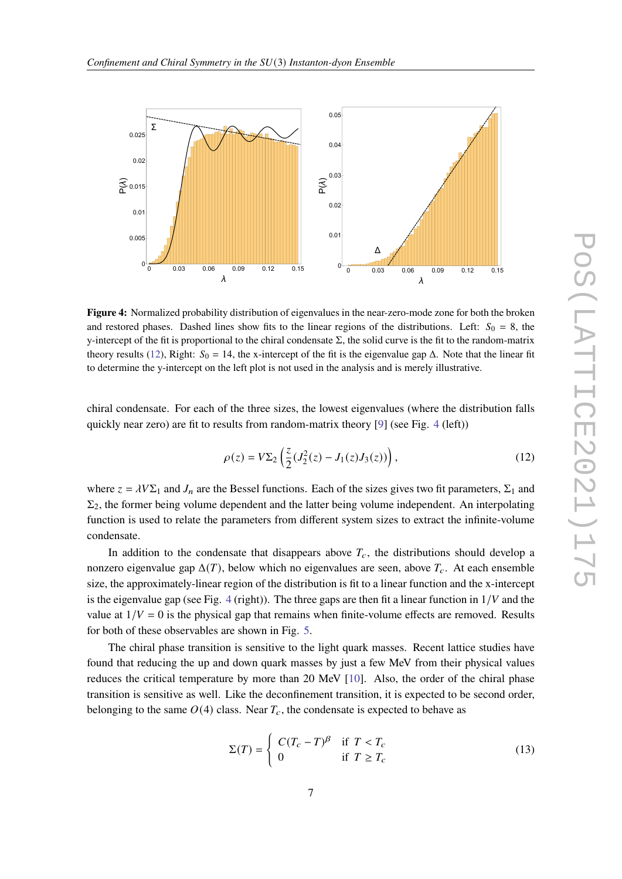**Figure 4:** Normalized probability distribution of eigenvalues in the near-zero-mode zone for both the broken and restored phases. Dashed lines show fits to the linear regions of the distributions. Left: $S_0 = 8$, the y-intercept of the fit is proportional to the chiral condensate $\Sigma$, the solid curve is the fit to the random-matrix theory results (12), Right: $S_0 = 14$, the x-intercept of the fit is the eigenvalue gap $\Delta$. Note that the linear fit to determine the y-intercept on the left plot is not used in the analysis and is merely illustrative.

chiral condensate. For each of the three sizes, the lowest eigenvalues (where the distribution falls quickly near zero) are fit to results from random-matrix theory [9] (see Fig. 4 (left))

$$\rho(z) = V\Sigma_2 \left( \frac{z}{2} (J_2^2(z) - J_1(z)J_3(z)) \right), \tag{12}$$

where $z = \lambda V \Sigma_1$ and $J_n$ are the Bessel functions. Each of the sizes gives two fit parameters, $\Sigma_1$ and $\Sigma_2$, the former being volume dependent and the latter being volume independent. An interpolating function is used to relate the parameters from different system sizes to extract the infinite-volume condensate.

In addition to the condensate that disappears above $T_c$, the distributions should develop a nonzero eigenvalue gap $\Delta(T)$, below which no eigenvalues are seen, above $T_c$. At each ensemble size, the approximately-linear region of the distribution is fit to a linear function and the x-intercept is the eigenvalue gap (see Fig. 4 (right)). The three gaps are then fit a linear function in $1/V$ and the value at $1/V = 0$ is the physical gap that remains when finite-volume effects are removed. Results for both of these observables are shown in Fig. 5.

The chiral phase transition is sensitive to the light quark masses. Recent lattice studies have found that reducing the up and down quark masses by just a few MeV from their physical values reduces the critical temperature by more than 20 MeV [10]. Also, the order of the chiral phase transition is sensitive as well. Like the deconfinement transition, it is expected to be second order, belonging to the same $O(4)$ class. Near $T_c$, the condensate is expected to behave as

$$\Sigma(T) = \begin{cases} C(T_c - T)^\beta & \text{if } T < T_c \\ 0 & \text{if } T \geq T_c \end{cases} \tag{13}$$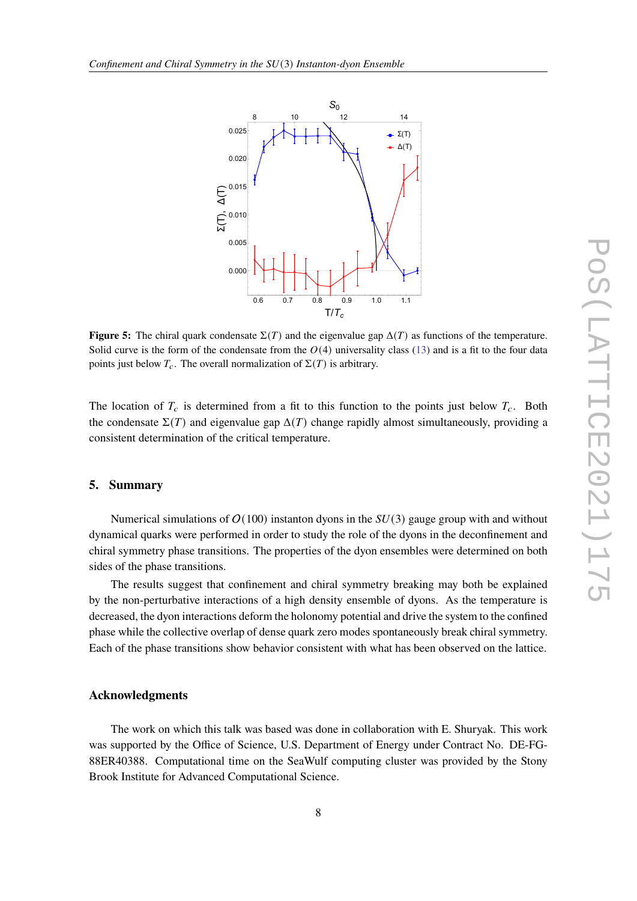**Figure 5:** The chiral quark condensate $\Sigma(T)$ and the eigenvalue gap $\Delta(T)$ as functions of the temperature. Solid curve is the form of the condensate from the $O(4)$ universality class (13) and is a fit to the four data points just below $T_c$. The overall normalization of $\Sigma(T)$ is arbitrary.

The location of $T_c$ is determined from a fit to this function to the points just below $T_c$. Both the condensate $\Sigma(T)$ and eigenvalue gap $\Delta(T)$ change rapidly almost simultaneously, providing a consistent determination of the critical temperature.

## 5. Summary

Numerical simulations of $O(100)$ instanton dyons in the $SU(3)$ gauge group with and without dynamical quarks were performed in order to study the role of the dyons in the deconfinement and chiral symmetry phase transitions. The properties of the dyon ensembles were determined on both sides of the phase transitions.

The results suggest that confinement and chiral symmetry breaking may both be explained by the non-perturbative interactions of a high density ensemble of dyons. As the temperature is decreased, the dyon interactions deform the holonomy potential and drive the system to the confined phase while the collective overlap of dense quark zero modes spontaneously break chiral symmetry. Each of the phase transitions show behavior consistent with what has been observed on the lattice.

## Acknowledgments

The work on which this talk was based was done in collaboration with E. Shuryak. This work was supported by the Office of Science, U.S. Department of Energy under Contract No. DE-FG-88ER40388. Computational time on the SeaWulf computing cluster was provided by the Stony Brook Institute for Advanced Computational Science.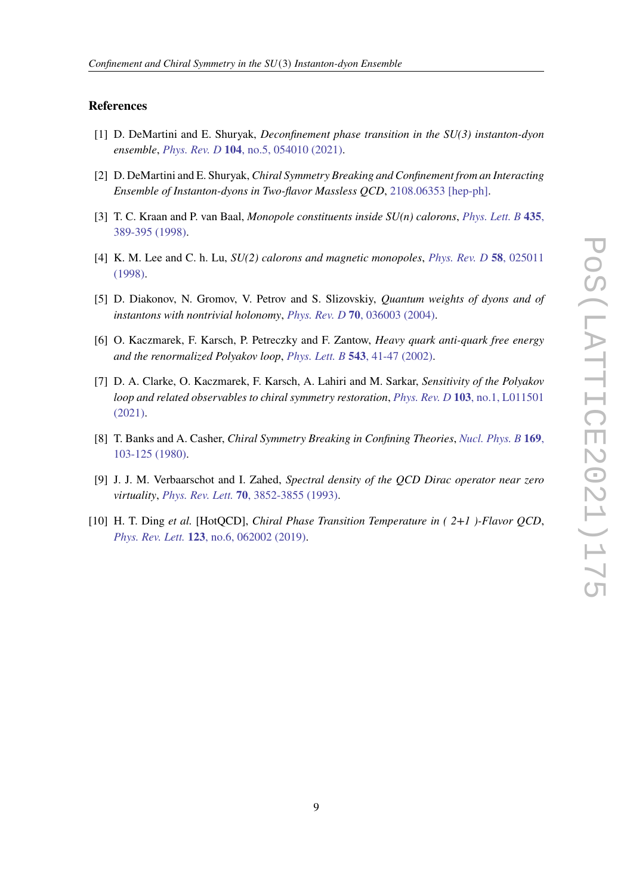## References

[1] D. DeMartini and E. Shuryak, *Deconfinement phase transition in the SU(3) instanton-dyon ensemble*, Phys. Rev. D **104**, no.5, 054010 (2021).

[2] D. DeMartini and E. Shuryak, *Chiral Symmetry Breaking and Confinement from an Interacting Ensemble of Instanton-dyons in Two-flavor Massless QCD*, 2108.06353 [hep-ph].

[3] T. C. Kraan and P. van Baal, *Monopole constituents inside SU(n) calorons*, Phys. Lett. B **435**, 389-395 (1998).

[4] K. M. Lee and C. h. Lu, *SU(2) calorons and magnetic monopoles*, Phys. Rev. D **58**, 025011 (1998).

[5] D. Diakonov, N. Gromov, V. Petrov and S. Slizovskiy, *Quantum weights of dyons and of instantons with nontrivial holonomy*, Phys. Rev. D **70**, 036003 (2004).

[6] O. Kaczmarek, F. Karsch, P. Petreczky and F. Zantow, *Heavy quark anti-quark free energy and the renormalized Polyakov loop*, Phys. Lett. B **543**, 41-47 (2002).

[7] D. A. Clarke, O. Kaczmarek, F. Karsch, A. Lahiri and M. Sarkar, *Sensitivity of the Polyakov loop and related observables to chiral symmetry restoration*, Phys. Rev. D **103**, no.1, L011501 (2021).

[8] T. Banks and A. Casher, *Chiral Symmetry Breaking in Confining Theories*, Nucl. Phys. B **169**, 103-125 (1980).

[9] J. J. M. Verbaarschot and I. Zahed, *Spectral density of the QCD Dirac operator near zero virtuality*, Phys. Rev. Lett. **70**, 3852-3855 (1993).

[10] H. T. Ding *et al.* [HotQCD], *Chiral Phase Transition Temperature in ( 2+1 )-Flavor QCD*, Phys. Rev. Lett. **123**, no.6, 062002 (2019).